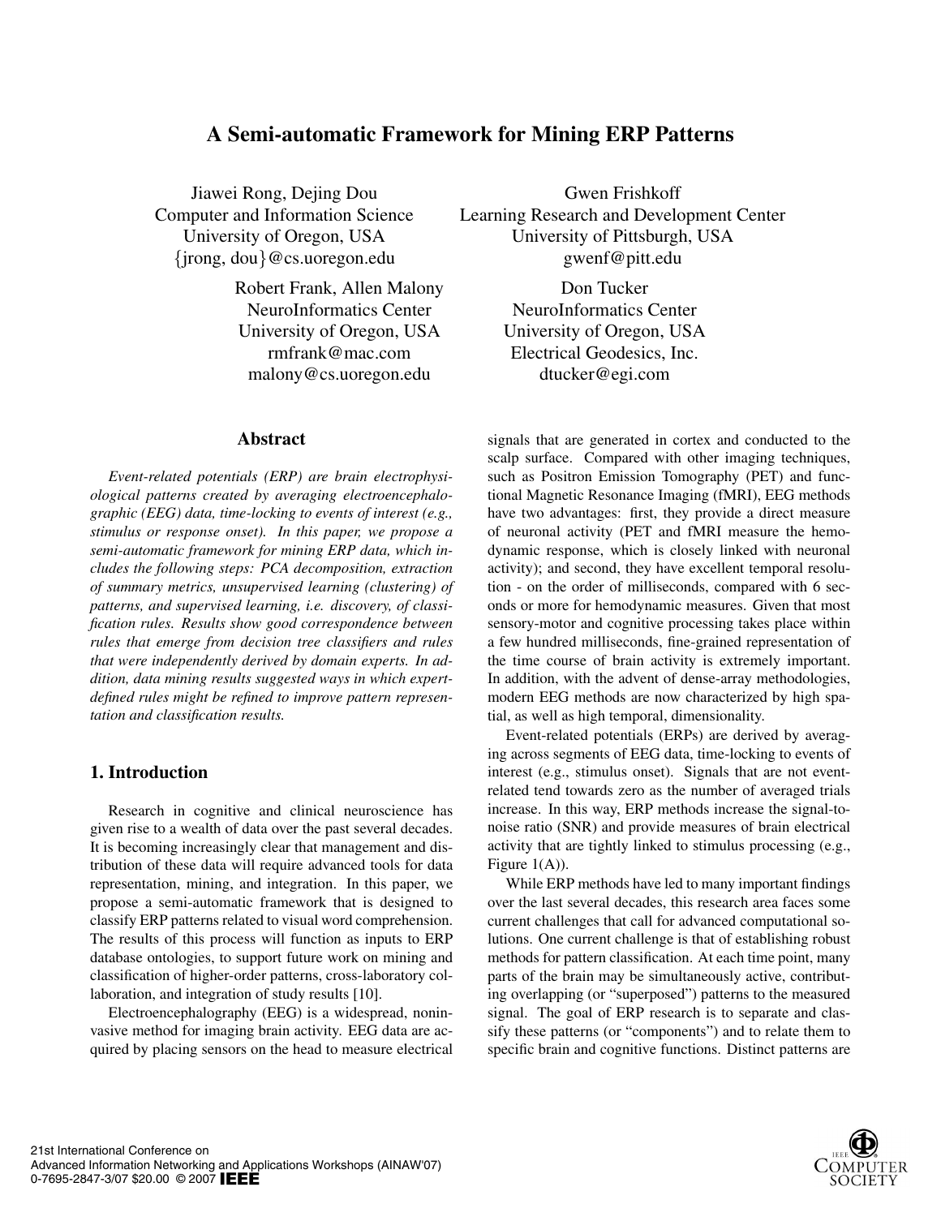# A Semi-automatic Framework for Mining ERP Patterns

Jiawei Rong, Dejing Dou
Computer and Information Science
University of Oregon, USA
{jrong, dou}@cs.uoregon.edu

Gwen Frishkoff
Learning Research and Development Center
University of Pittsburgh, USA
gwenf@pitt.edu

Robert Frank, Allen Malony
NeuroInformatics Center
University of Oregon, USA
rmfrank@mac.com
malony@cs.uoregon.edu

Don Tucker
NeuroInformatics Center
University of Oregon, USA
Electrical Geodesics, Inc.
dtucker@egi.com

## Abstract

*Event-related potentials (ERP) are brain electrophysiological patterns created by averaging electroencephalographic (EEG) data, time-locking to events of interest (e.g., stimulus or response onset). In this paper, we propose a semi-automatic framework for mining ERP data, which includes the following steps: PCA decomposition, extraction of summary metrics, unsupervised learning (clustering) of patterns, and supervised learning, i.e. discovery, of classification rules. Results show good correspondence between rules that emerge from decision tree classifiers and rules that were independently derived by domain experts. In addition, data mining results suggested ways in which expert-defined rules might be refined to improve pattern representation and classification results.*

## 1. Introduction

Research in cognitive and clinical neuroscience has given rise to a wealth of data over the past several decades. It is becoming increasingly clear that management and distribution of these data will require advanced tools for data representation, mining, and integration. In this paper, we propose a semi-automatic framework that is designed to classify ERP patterns related to visual word comprehension. The results of this process will function as inputs to ERP database ontologies, to support future work on mining and classification of higher-order patterns, cross-laboratory collaboration, and integration of study results [10].

Electroencephalography (EEG) is a widespread, noninvasive method for imaging brain activity. EEG data are acquired by placing sensors on the head to measure electrical signals that are generated in cortex and conducted to the scalp surface. Compared with other imaging techniques, such as Positron Emission Tomography (PET) and functional Magnetic Resonance Imaging (fMRI), EEG methods have two advantages: first, they provide a direct measure of neuronal activity (PET and fMRI measure the hemodynamic response, which is closely linked with neuronal activity); and second, they have excellent temporal resolution - on the order of milliseconds, compared with 6 seconds or more for hemodynamic measures. Given that most sensory-motor and cognitive processing takes place within a few hundred milliseconds, fine-grained representation of the time course of brain activity is extremely important. In addition, with the advent of dense-array methodologies, modern EEG methods are now characterized by high spatial, as well as high temporal, dimensionality.

Event-related potentials (ERPs) are derived by averaging across segments of EEG data, time-locking to events of interest (e.g., stimulus onset). Signals that are not event-related tend towards zero as the number of averaged trials increase. In this way, ERP methods increase the signal-to-noise ratio (SNR) and provide measures of brain electrical activity that are tightly linked to stimulus processing (e.g., Figure 1(A)).

While ERP methods have led to many important findings over the last several decades, this research area faces some current challenges that call for advanced computational solutions. One current challenge is that of establishing robust methods for pattern classification. At each time point, many parts of the brain may be simultaneously active, contributing overlapping (or "superposed") patterns to the measured signal. The goal of ERP research is to separate and classify these patterns (or "components") and to relate them to specific brain and cognitive functions. Distinct patterns are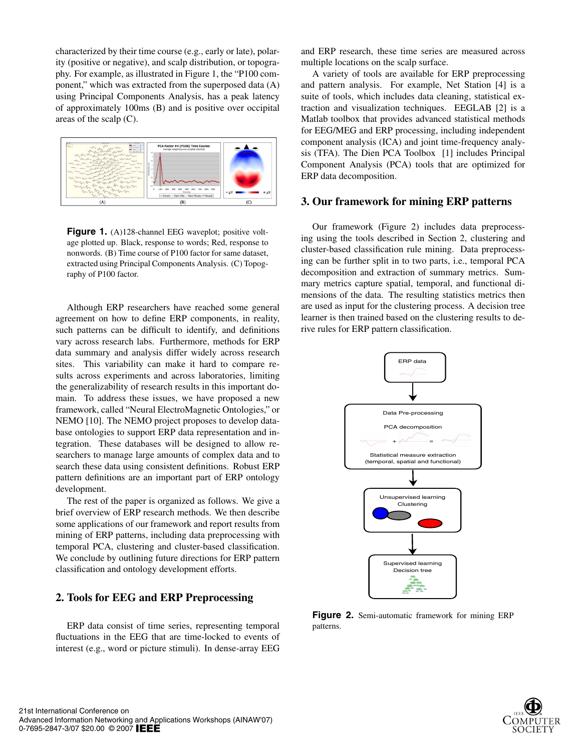characterized by their time course (e.g., early or late), polarity (positive or negative), and scalp distribution, or topography. For example, as illustrated in Figure 1, the "P100 component," which was extracted from the superposed data (A) using Principal Components Analysis, has a peak latency of approximately 100ms (B) and is positive over occipital areas of the scalp (C).

PCA Factor #4 (P100) Time Course:

(A)

(B)

(C)

**Figure 1.** (A)128-channel EEG waveplot; positive voltage plotted up. Black, response to words; Red, response to nonwords. (B) Time course of P100 factor for same dataset, extracted using Principal Components Analysis. (C) Topography of P100 factor.

Although ERP researchers have reached some general agreement on how to define ERP components, in reality, such patterns can be difficult to identify, and definitions vary across research labs. Furthermore, methods for ERP data summary and analysis differ widely across research sites. This variability can make it hard to compare results across experiments and across laboratories, limiting the generalizability of research results in this important domain. To address these issues, we have proposed a new framework, called "Neural ElectroMagnetic Ontologies," or NEMO [10]. The NEMO project proposes to develop database ontologies to support ERP data representation and integration. These databases will be designed to allow researchers to manage large amounts of complex data and to search these data using consistent definitions. Robust ERP pattern definitions are an important part of ERP ontology development.

The rest of the paper is organized as follows. We give a brief overview of ERP research methods. We then describe some applications of our framework and report results from mining of ERP patterns, including data preprocessing with temporal PCA, clustering and cluster-based classification. We conclude by outlining future directions for ERP pattern classification and ontology development efforts.

## 2. Tools for EEG and ERP Preprocessing

ERP data consist of time series, representing temporal fluctuations in the EEG that are time-locked to events of interest (e.g., word or picture stimuli). In dense-array EEG and ERP research, these time series are measured across multiple locations on the scalp surface.

A variety of tools are available for ERP preprocessing and pattern analysis. For example, Net Station [4] is a suite of tools, which includes data cleaning, statistical extraction and visualization techniques. EEGLAB [2] is a Matlab toolbox that provides advanced statistical methods for EEG/MEG and ERP processing, including independent component analysis (ICA) and joint time-frequency analysis (TFA). The Dien PCA Toolbox [1] includes Principal Component Analysis (PCA) tools that are optimized for ERP data decomposition.

## 3. Our framework for mining ERP patterns

Our framework (Figure 2) includes data preprocessing using the tools described in Section 2, clustering and cluster-based classification rule mining. Data preprocessing can be further split in to two parts, i.e., temporal PCA decomposition and extraction of summary metrics. Summary metrics capture spatial, temporal, and functional dimensions of the data. The resulting statistics metrics then are used as input for the clustering process. A decision tree learner is then trained based on the clustering results to derive rules for ERP pattern classification.

ERP data

Data Pre-processing

PCA decomposition

Statistical measure extraction
(temporal, spatial and functional)

Unsupervised learning
Clustering

Supervised learning
Decision tree

**Figure 2.** Semi-automatic framework for mining ERP patterns.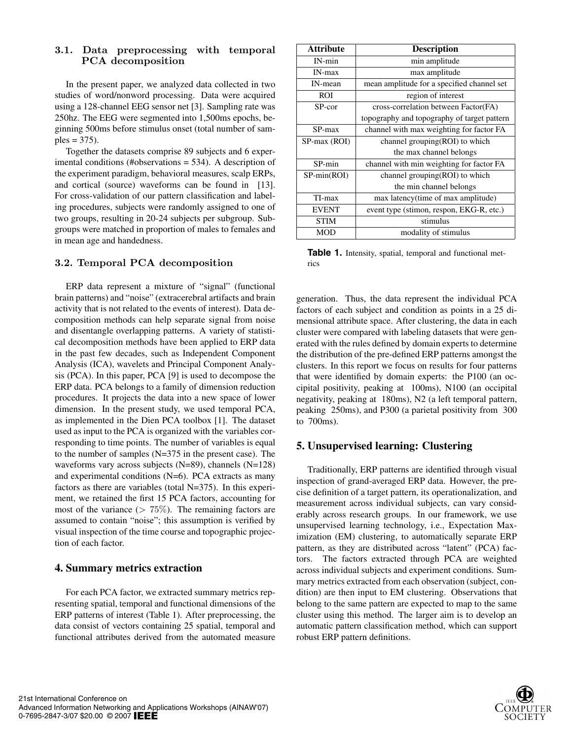### 3.1. Data preprocessing with temporal PCA decomposition

In the present paper, we analyzed data collected in two studies of word/nonword processing. Data were acquired using a 128-channel EEG sensor net [3]. Sampling rate was 250hz. The EEG were segmented into 1,500ms epochs, beginning 500ms before stimulus onset (total number of samples = 375).

Together the datasets comprise 89 subjects and 6 experimental conditions (#observations = 534). A description of the experiment paradigm, behavioral measures, scalp ERPs, and cortical (source) waveforms can be found in [13]. For cross-validation of our pattern classification and labeling procedures, subjects were randomly assigned to one of two groups, resulting in 20-24 subjects per subgroup. Subgroups were matched in proportion of males to females and in mean age and handedness.

### 3.2. Temporal PCA decomposition

ERP data represent a mixture of "signal" (functional brain patterns) and "noise" (extracerebral artifacts and brain activity that is not related to the events of interest). Data decomposition methods can help separate signal from noise and disentangle overlapping patterns. A variety of statistical decomposition methods have been applied to ERP data in the past few decades, such as Independent Component Analysis (ICA), wavelets and Principal Component Analysis (PCA). In this paper, PCA [9] is used to decompose the ERP data. PCA belongs to a family of dimension reduction procedures. It projects the data into a new space of lower dimension. In the present study, we used temporal PCA, as implemented in the Dien PCA toolbox [1]. The dataset used as input to the PCA is organized with the variables corresponding to time points. The number of variables is equal to the number of samples (N=375 in the present case). The waveforms vary across subjects (N=89), channels (N=128) and experimental conditions (N=6). PCA extracts as many factors as there are variables (total N=375). In this experiment, we retained the first 15 PCA factors, accounting for most of the variance ($> 75\%$). The remaining factors are assumed to contain "noise"; this assumption is verified by visual inspection of the time course and topographic projection of each factor.

## 4. Summary metrics extraction

For each PCA factor, we extracted summary metrics representing spatial, temporal and functional dimensions of the ERP patterns of interest (Table 1). After preprocessing, the data consist of vectors containing 25 spatial, temporal and functional attributes derived from the automated measure generation. Thus, the data represent the individual PCA factors of each subject and condition as points in a 25 dimensional attribute space. After clustering, the data in each cluster were compared with labeling datasets that were generated with the rules defined by domain experts to determine the distribution of the pre-defined ERP patterns amongst the clusters. In this report we focus on results for four patterns that were identified by domain experts: the P100 (an occipital positivity, peaking at 100ms), N100 (an occipital negativity, peaking at 180ms), N2 (a left temporal pattern, peaking 250ms), and P300 (a parietal positivity from 300 to 700ms).

| Attribute | Description |
|---|---|
| IN-min | min amplitude |
| IN-max | max amplitude |
| IN-mean | mean amplitude for a specified channel set |
| ROI | region of interest |
| SP-cor | cross-correlation between Factor(FA) topography and topography of target pattern |
| SP-max | channel with max weighting for factor FA |
| SP-max (ROI) | channel grouping(ROI) to which the max channel belongs |
| SP-min | channel with min weighting for factor FA |
| SP-min(ROI) | channel grouping(ROI) to which the min channel belongs |
| TI-max | max latency(time of max amplitude) |
| EVENT | event type (stimon, respon, EKG-R, etc.) |
| STIM | stimulus |
| MOD | modality of stimulus |

**Table 1.** Intensity, spatial, temporal and functional metrics

## 5. Unsupervised learning: Clustering

Traditionally, ERP patterns are identified through visual inspection of grand-averaged ERP data. However, the precise definition of a target pattern, its operationalization, and measurement across individual subjects, can vary considerably across research groups. In our framework, we use unsupervised learning technology, i.e., Expectation Maximization (EM) clustering, to automatically separate ERP pattern, as they are distributed across "latent" (PCA) factors. The factors extracted through PCA are weighted across individual subjects and experiment conditions. Summary metrics extracted from each observation (subject, condition) are then input to EM clustering. Observations that belong to the same pattern are expected to map to the same cluster using this method. The larger aim is to develop an automatic pattern classification method, which can support robust ERP pattern definitions.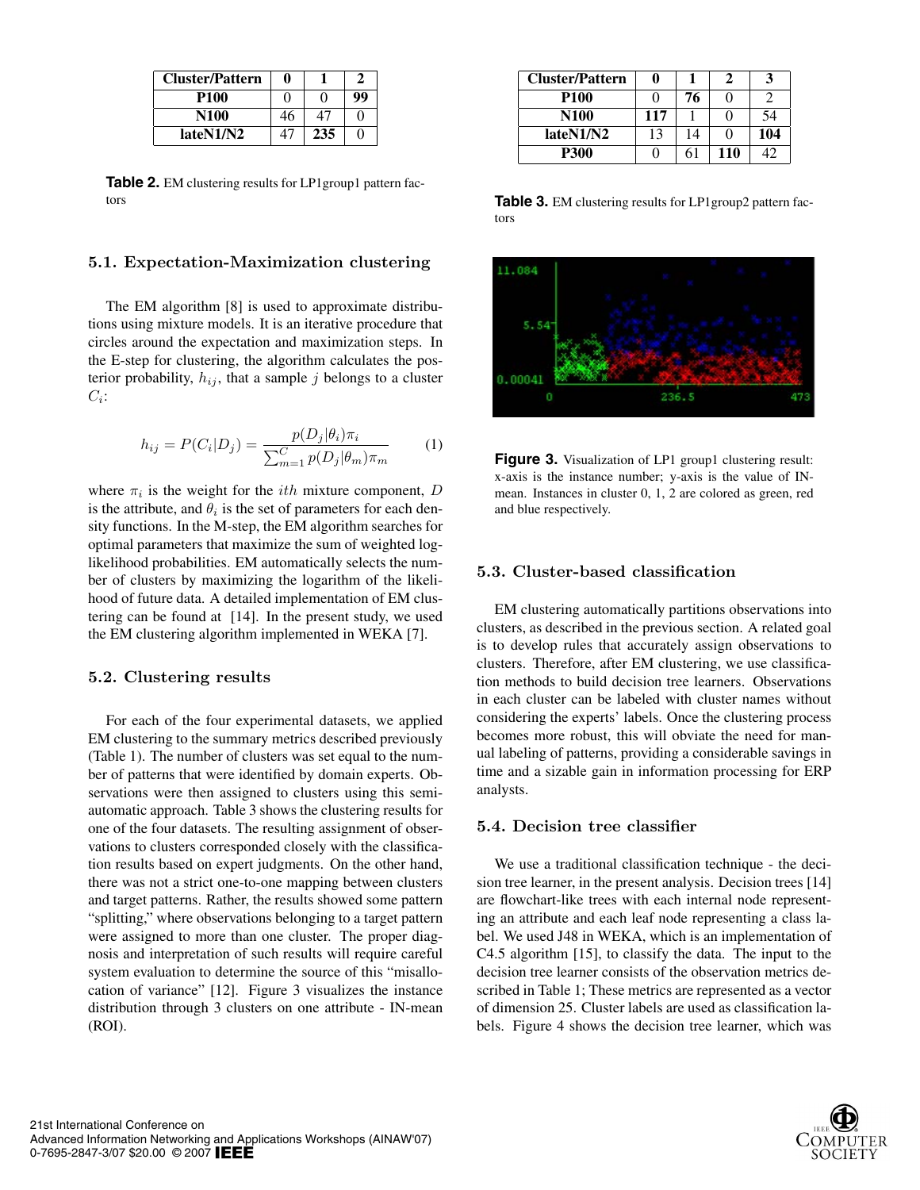| Cluster/Pattern | 0 | 1 | 2 |
|---|---|---|---|
| **P100** | 0 | 0 | **99** |
| **N100** | 46 | 47 | 0 |
| **lateN1/N2** | 47 | **235** | 0 |

**Table 2.** EM clustering results for LP1group1 pattern factors

### 5.1. Expectation-Maximization clustering

The EM algorithm [8] is used to approximate distributions using mixture models. It is an iterative procedure that circles around the expectation and maximization steps. In the E-step for clustering, the algorithm calculates the posterior probability, $h_{ij}$, that a sample $j$ belongs to a cluster $C_i$:

$$h_{ij} = P(C_i|D_j) = \frac{p(D_j|\theta_i)\pi_i}{\sum_{m=1}^{C} p(D_j|\theta_m)\pi_m} \tag{1}$$

where $\pi_i$ is the weight for the $ith$ mixture component, $D$ is the attribute, and $\theta_i$ is the set of parameters for each density functions. In the M-step, the EM algorithm searches for optimal parameters that maximize the sum of weighted log-likelihood probabilities. EM automatically selects the number of clusters by maximizing the logarithm of the likelihood of future data. A detailed implementation of EM clustering can be found at [14]. In the present study, we used the EM clustering algorithm implemented in WEKA [7].

### 5.2. Clustering results

For each of the four experimental datasets, we applied EM clustering to the summary metrics described previously (Table 1). The number of clusters was set equal to the number of patterns that were identified by domain experts. Observations were then assigned to clusters using this semi-automatic approach. Table 3 shows the clustering results for one of the four datasets. The resulting assignment of observations to clusters corresponded closely with the classification results based on expert judgments. On the other hand, there was not a strict one-to-one mapping between clusters and target patterns. Rather, the results showed some pattern "splitting," where observations belonging to a target pattern were assigned to more than one cluster. The proper diagnosis and interpretation of such results will require careful system evaluation to determine the source of this "misallocation of variance" [12]. Figure 3 visualizes the instance distribution through 3 clusters on one attribute - IN-mean (ROI).

| Cluster/Pattern | 0 | 1 | 2 | 3 |
|---|---|---|---|---|
| **P100** | 0 | **76** | 0 | 2 |
| **N100** | **117** | 1 | 0 | 54 |
| **lateN1/N2** | 13 | 14 | 0 | **104** |
| **P300** | 0 | 61 | **110** | 42 |

**Table 3.** EM clustering results for LP1group2 pattern factors

11.084
5.54
0.00041
0
236.5
473

**Figure 3.** Visualization of LP1 group1 clustering result: x-axis is the instance number; y-axis is the value of IN-mean. Instances in cluster 0, 1, 2 are colored as green, red and blue respectively.

### 5.3. Cluster-based classification

EM clustering automatically partitions observations into clusters, as described in the previous section. A related goal is to develop rules that accurately assign observations to clusters. Therefore, after EM clustering, we use classification methods to build decision tree learners. Observations in each cluster can be labeled with cluster names without considering the experts' labels. Once the clustering process becomes more robust, this will obviate the need for manual labeling of patterns, providing a considerable savings in time and a sizable gain in information processing for ERP analysts.

### 5.4. Decision tree classifier

We use a traditional classification technique - the decision tree learner, in the present analysis. Decision trees [14] are flowchart-like trees with each internal node representing an attribute and each leaf node representing a class label. We used J48 in WEKA, which is an implementation of C4.5 algorithm [15], to classify the data. The input to the decision tree learner consists of the observation metrics described in Table 1; These metrics are represented as a vector of dimension 25. Cluster labels are used as classification labels. Figure 4 shows the decision tree learner, which was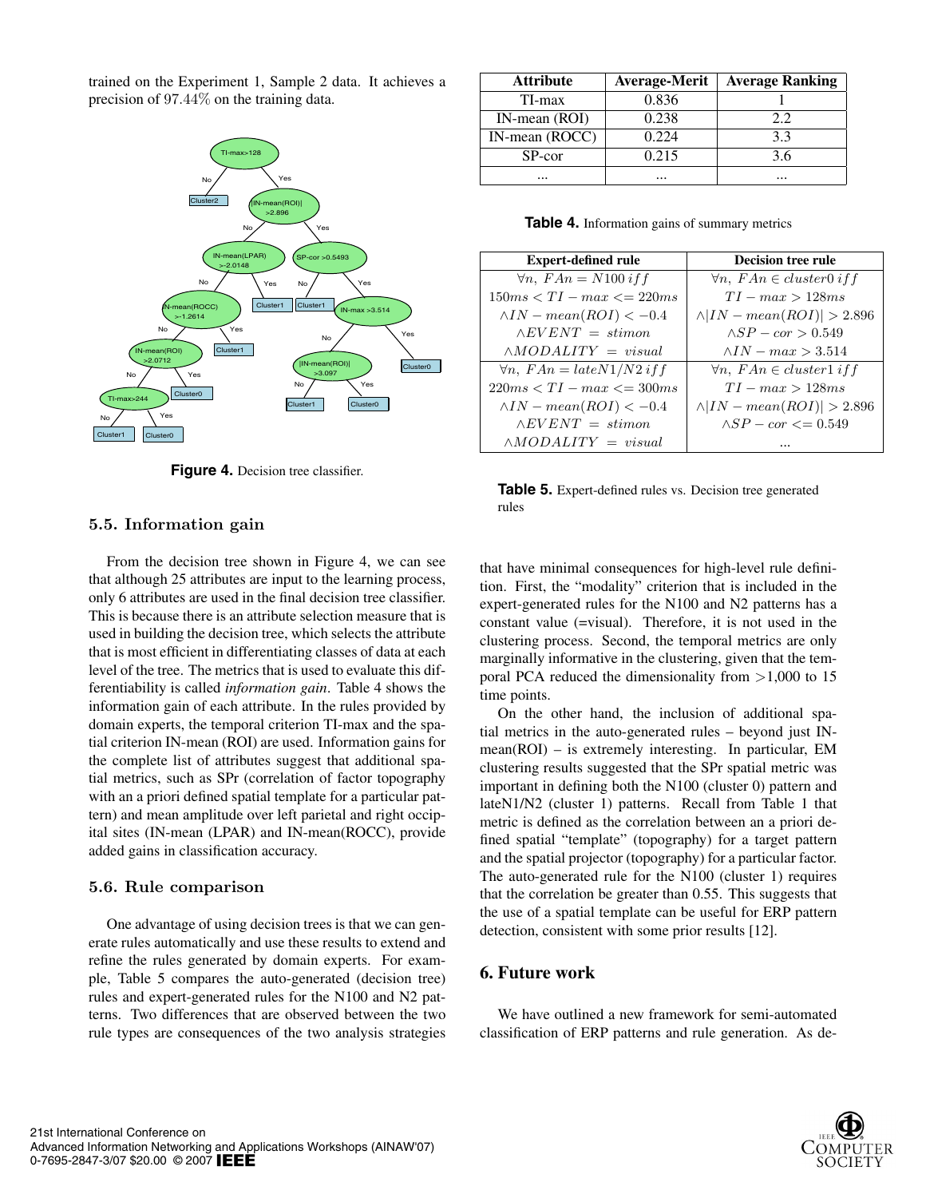trained on the Experiment 1, Sample 2 data. It achieves a precision of 97.44% on the training data.

TI-max>128
No
Yes
Cluster2
|IN-mean(ROI)| >2.896
No
Yes
IN-mean(LPAR) >-2.0148
SP-cor >0.5493
No
Yes
No
Yes
IN-mean(ROCC) >-1.2614
Cluster1
Cluster1
IN-max >3.514
No
Yes
No
Yes
IN-mean(ROI) >2.0712
Cluster1
|IN-mean(ROI)| >3.097
Cluster0
No
Yes
No
Yes
TI-max>244
Cluster0
Cluster1
Cluster0
No
Yes
Cluster1
Cluster0

**Figure 4.** Decision tree classifier.

### 5.5. Information gain

From the decision tree shown in Figure 4, we can see that although 25 attributes are input to the learning process, only 6 attributes are used in the final decision tree classifier. This is because there is an attribute selection measure that is used in building the decision tree, which selects the attribute that is most efficient in differentiating classes of data at each level of the tree. The metrics that is used to evaluate this differentiability is called *information gain*. Table 4 shows the information gain of each attribute. In the rules provided by domain experts, the temporal criterion TI-max and the spatial criterion IN-mean (ROI) are used. Information gains for the complete list of attributes suggest that additional spatial metrics, such as SPr (correlation of factor topography with an a priori defined spatial template for a particular pattern) and mean amplitude over left parietal and right occipital sites (IN-mean (LPAR) and IN-mean(ROCC), provide added gains in classification accuracy.

### 5.6. Rule comparison

One advantage of using decision trees is that we can generate rules automatically and use these results to extend and refine the rules generated by domain experts. For example, Table 5 compares the auto-generated (decision tree) rules and expert-generated rules for the N100 and N2 patterns. Two differences that are observed between the two rule types are consequences of the two analysis strategies

| Attribute | Average-Merit | Average Ranking |
|---|---|---|
| TI-max | 0.836 | 1 |
| IN-mean (ROI) | 0.238 | 2.2 |
| IN-mean (ROCC) | 0.224 | 3.3 |
| SP-cor | 0.215 | 3.6 |
| ... | ... | ... |

**Table 4.** Information gains of summary metrics

| Expert-defined rule | Decision tree rule |
|---|---|
| $\forall n,\ FAn = N100\, iff$ | $\forall n,\ FAn \in cluster0\, iff$ |
| $150ms < TI-max <= 220ms$ | $TI-max > 128ms$ |
| $\wedge IN-mean(ROI) < -0.4$ | $\wedge \lvert IN-mean(ROI) \rvert > 2.896$ |
| $\wedge EVENT\ =\ stimon$ | $\wedge SP-cor > 0.549$ |
| $\wedge MODALITY\ =\ visual$ | $\wedge IN-max > 3.514$ |
| $\forall n,\ FAn = lateN1/N2\, iff$ | $\forall n,\ FAn \in cluster1\, iff$ |
| $220ms < TI-max <= 300ms$ | $TI-max > 128ms$ |
| $\wedge IN-mean(ROI) < -0.4$ | $\wedge \lvert IN-mean(ROI) \rvert > 2.896$ |
| $\wedge EVENT\ =\ stimon$ | $\wedge SP-cor <= 0.549$ |
| $\wedge MODALITY\ =\ visual$ | ... |

**Table 5.** Expert-defined rules vs. Decision tree generated rules

that have minimal consequences for high-level rule definition. First, the "modality" criterion that is included in the expert-generated rules for the N100 and N2 patterns has a constant value (=visual). Therefore, it is not used in the clustering process. Second, the temporal metrics are only marginally informative in the clustering, given that the temporal PCA reduced the dimensionality from >1,000 to 15 time points.

On the other hand, the inclusion of additional spatial metrics in the auto-generated rules – beyond just IN-mean(ROI) – is extremely interesting. In particular, EM clustering results suggested that the SPr spatial metric was important in defining both the N100 (cluster 0) pattern and lateN1/N2 (cluster 1) patterns. Recall from Table 1 that metric is defined as the correlation between an a priori defined spatial "template" (topography) for a target pattern and the spatial projector (topography) for a particular factor. The auto-generated rule for the N100 (cluster 1) requires that the correlation be greater than 0.55. This suggests that the use of a spatial template can be useful for ERP pattern detection, consistent with some prior results [12].

## 6. Future work

We have outlined a new framework for semi-automated classification of ERP patterns and rule generation. As de-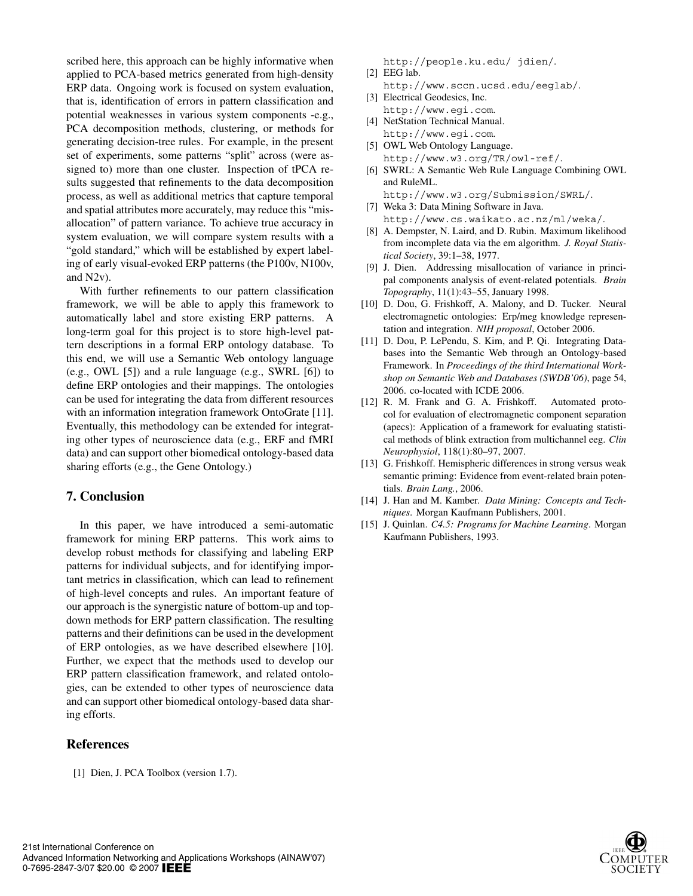scribed here, this approach can be highly informative when applied to PCA-based metrics generated from high-density ERP data. Ongoing work is focused on system evaluation, that is, identification of errors in pattern classification and potential weaknesses in various system components -e.g., PCA decomposition methods, clustering, or methods for generating decision-tree rules. For example, in the present set of experiments, some patterns "split" across (were assigned to) more than one cluster. Inspection of tPCA results suggested that refinements to the data decomposition process, as well as additional metrics that capture temporal and spatial attributes more accurately, may reduce this "misallocation" of pattern variance. To achieve true accuracy in system evaluation, we will compare system results with a "gold standard," which will be established by expert labeling of early visual-evoked ERP patterns (the P100v, N100v, and N2v).

With further refinements to our pattern classification framework, we will be able to apply this framework to automatically label and store existing ERP patterns. A long-term goal for this project is to store high-level pattern descriptions in a formal ERP ontology database. To this end, we will use a Semantic Web ontology language (e.g., OWL [5]) and a rule language (e.g., SWRL [6]) to define ERP ontologies and their mappings. The ontologies can be used for integrating the data from different resources with an information integration framework OntoGrate [11]. Eventually, this methodology can be extended for integrating other types of neuroscience data (e.g., ERF and fMRI data) and can support other biomedical ontology-based data sharing efforts (e.g., the Gene Ontology.)

## 7. Conclusion

In this paper, we have introduced a semi-automatic framework for mining ERP patterns. This work aims to develop robust methods for classifying and labeling ERP patterns for individual subjects, and for identifying important metrics in classification, which can lead to refinement of high-level concepts and rules. An important feature of our approach is the synergistic nature of bottom-up and top-down methods for ERP pattern classification. The resulting patterns and their definitions can be used in the development of ERP ontologies, as we have described elsewhere [10]. Further, we expect that the methods used to develop our ERP pattern classification framework, and related ontologies, can be extended to other types of neuroscience data and can support other biomedical ontology-based data sharing efforts.

## References

[1] Dien, J. PCA Toolbox (version 1.7). http://people.ku.edu/ jdien/.

[2] EEG lab. http://www.sccn.ucsd.edu/eeglab/.

[3] Electrical Geodesics, Inc. http://www.egi.com.

[4] NetStation Technical Manual. http://www.egi.com.

[5] OWL Web Ontology Language. http://www.w3.org/TR/owl-ref/.

[6] SWRL: A Semantic Web Rule Language Combining OWL and RuleML. http://www.w3.org/Submission/SWRL/.

[7] Weka 3: Data Mining Software in Java. http://www.cs.waikato.ac.nz/ml/weka/.

[8] A. Dempster, N. Laird, and D. Rubin. Maximum likelihood from incomplete data via the em algorithm. *J. Royal Statistical Society*, 39:1–38, 1977.

[9] J. Dien. Addressing misallocation of variance in principal components analysis of event-related potentials. *Brain Topography*, 11(1):43–55, January 1998.

[10] D. Dou, G. Frishkoff, A. Malony, and D. Tucker. Neural electromagnetic ontologies: Erp/meg knowledge representation and integration. *NIH proposal*, October 2006.

[11] D. Dou, P. LePendu, S. Kim, and P. Qi. Integrating Databases into the Semantic Web through an Ontology-based Framework. In *Proceedings of the third International Workshop on Semantic Web and Databases (SWDB'06)*, page 54, 2006. co-located with ICDE 2006.

[12] R. M. Frank and G. A. Frishkoff. Automated protocol for evaluation of electromagnetic component separation (apecs): Application of a framework for evaluating statistical methods of blink extraction from multichannel eeg. *Clin Neurophysiol*, 118(1):80–97, 2007.

[13] G. Frishkoff. Hemispheric differences in strong versus weak semantic priming: Evidence from event-related brain potentials. *Brain Lang.*, 2006.

[14] J. Han and M. Kamber. *Data Mining: Concepts and Techniques*. Morgan Kaufmann Publishers, 2001.

[15] J. Quinlan. *C4.5: Programs for Machine Learning*. Morgan Kaufmann Publishers, 1993.